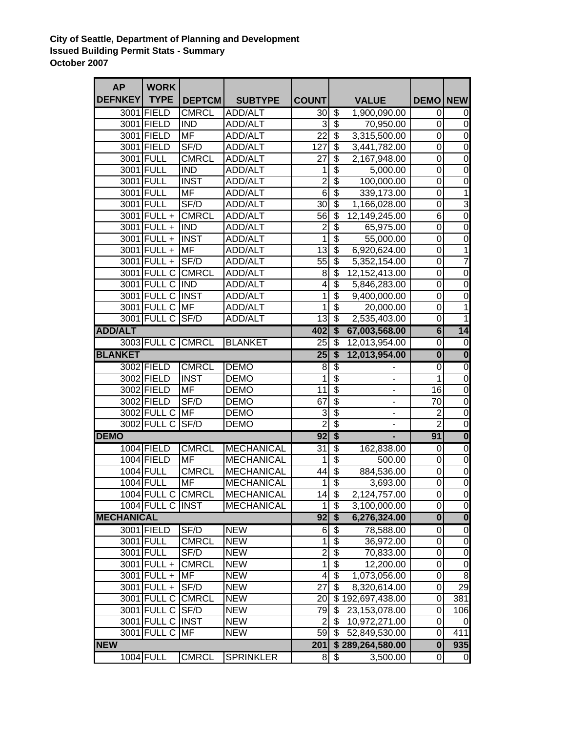**City of Seattle, Department of Planning and Development**
**Issued Building Permit Stats - Summary**
**October 2007**

| AP DEFNKEY | WORK TYPE | DEPTCM | SUBTYPE | COUNT | VALUE | DEMO | NEW |
|---|---|---|---|---|---|---|---|
| 3001 | FIELD | CMRCL | ADD/ALT | 30 | $ 1,900,090.00 | 0 | 0 |
| 3001 | FIELD | IND | ADD/ALT | 3 | $ 70,950.00 | 0 | 0 |
| 3001 | FIELD | MF | ADD/ALT | 22 | $ 3,315,500.00 | 0 | 0 |
| 3001 | FIELD | SF/D | ADD/ALT | 127 | $ 3,441,782.00 | 0 | 0 |
| 3001 | FULL | CMRCL | ADD/ALT | 27 | $ 2,167,948.00 | 0 | 0 |
| 3001 | FULL | IND | ADD/ALT | 1 | $ 5,000.00 | 0 | 0 |
| 3001 | FULL | INST | ADD/ALT | 2 | $ 100,000.00 | 0 | 0 |
| 3001 | FULL | MF | ADD/ALT | 6 | $ 339,173.00 | 0 | 1 |
| 3001 | FULL | SF/D | ADD/ALT | 30 | $ 1,166,028.00 | 0 | 3 |
| 3001 | FULL + | CMRCL | ADD/ALT | 56 | $ 12,149,245.00 | 6 | 0 |
| 3001 | FULL + | IND | ADD/ALT | 2 | $ 65,975.00 | 0 | 0 |
| 3001 | FULL + | INST | ADD/ALT | 1 | $ 55,000.00 | 0 | 0 |
| 3001 | FULL + | MF | ADD/ALT | 13 | $ 6,920,624.00 | 0 | 1 |
| 3001 | FULL + | SF/D | ADD/ALT | 55 | $ 5,352,154.00 | 0 | 7 |
| 3001 | FULL C | CMRCL | ADD/ALT | 8 | $ 12,152,413.00 | 0 | 0 |
| 3001 | FULL C | IND | ADD/ALT | 4 | $ 5,846,283.00 | 0 | 0 |
| 3001 | FULL C | INST | ADD/ALT | 1 | $ 9,400,000.00 | 0 | 0 |
| 3001 | FULL C | MF | ADD/ALT | 1 | $ 20,000.00 | 0 | 1 |
| 3001 | FULL C | SF/D | ADD/ALT | 13 | $ 2,535,403.00 | 0 | 1 |
| **ADD/ALT** | | | | **402** | **$ 67,003,568.00** | **6** | **14** |
| 3003 | FULL C | CMRCL | BLANKET | 25 | $ 12,013,954.00 | 0 | 0 |
| **BLANKET** | | | | **25** | **$ 12,013,954.00** | **0** | **0** |
| 3002 | FIELD | CMRCL | DEMO | 8 | $ - | 0 | 0 |
| 3002 | FIELD | INST | DEMO | 1 | $ - | 1 | 0 |
| 3002 | FIELD | MF | DEMO | 11 | $ - | 16 | 0 |
| 3002 | FIELD | SF/D | DEMO | 67 | $ - | 70 | 0 |
| 3002 | FULL C | MF | DEMO | 3 | $ - | 2 | 0 |
| 3002 | FULL C | SF/D | DEMO | 2 | $ - | 2 | 0 |
| **DEMO** | | | | **92** | **$ -** | **91** | **0** |
| 1004 | FIELD | CMRCL | MECHANICAL | 31 | $ 162,838.00 | 0 | 0 |
| 1004 | FIELD | MF | MECHANICAL | 1 | $ 500.00 | 0 | 0 |
| 1004 | FULL | CMRCL | MECHANICAL | 44 | $ 884,536.00 | 0 | 0 |
| 1004 | FULL | MF | MECHANICAL | 1 | $ 3,693.00 | 0 | 0 |
| 1004 | FULL C | CMRCL | MECHANICAL | 14 | $ 2,124,757.00 | 0 | 0 |
| 1004 | FULL C | INST | MECHANICAL | 1 | $ 3,100,000.00 | 0 | 0 |
| **MECHANICAL** | | | | **92** | **$ 6,276,324.00** | **0** | **0** |
| 3001 | FIELD | SF/D | NEW | 6 | $ 78,588.00 | 0 | 0 |
| 3001 | FULL | CMRCL | NEW | 1 | $ 36,972.00 | 0 | 0 |
| 3001 | FULL | SF/D | NEW | 2 | $ 70,833.00 | 0 | 0 |
| 3001 | FULL + | CMRCL | NEW | 1 | $ 12,200.00 | 0 | 0 |
| 3001 | FULL + | MF | NEW | 4 | $ 1,073,056.00 | 0 | 8 |
| 3001 | FULL + | SF/D | NEW | 27 | $ 8,320,614.00 | 0 | 29 |
| 3001 | FULL C | CMRCL | NEW | 20 | $ 192,697,438.00 | 0 | 381 |
| 3001 | FULL C | SF/D | NEW | 79 | $ 23,153,078.00 | 0 | 106 |
| 3001 | FULL C | INST | NEW | 2 | $ 10,972,271.00 | 0 | 0 |
| 3001 | FULL C | MF | NEW | 59 | $ 52,849,530.00 | 0 | 411 |
| **NEW** | | | | **201** | **$ 289,264,580.00** | **0** | **935** |
| 1004 | FULL | CMRCL | SPRINKLER | 8 | $ 3,500.00 | 0 | 0 |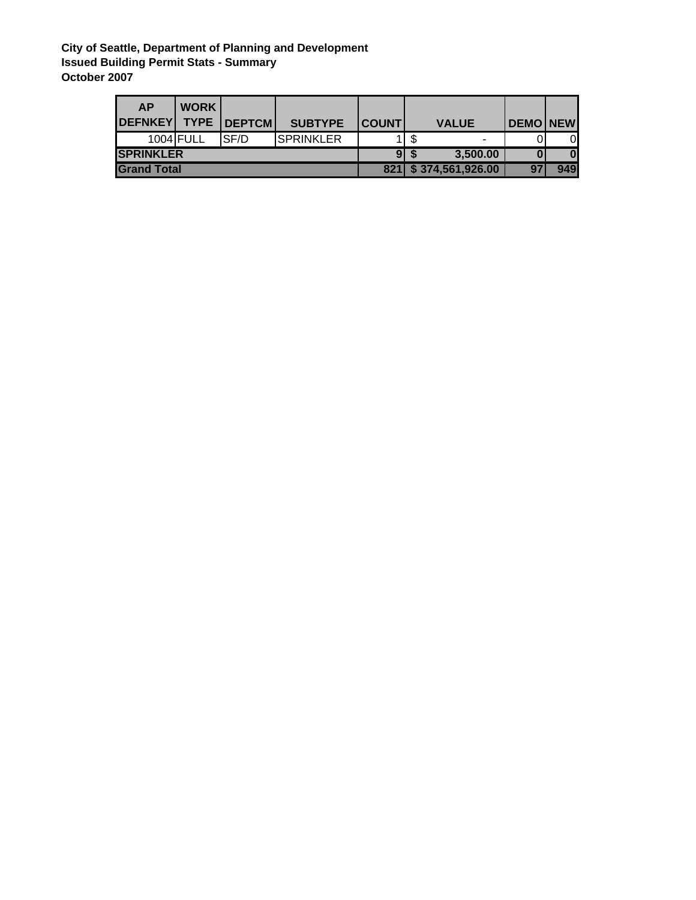**City of Seattle, Department of Planning and Development**
**Issued Building Permit Stats - Summary**
**October 2007**

| AP DEFNKEY | WORK TYPE | DEPTCM | SUBTYPE | COUNT | VALUE | DEMO | NEW |
|---|---|---|---|---|---|---|---|
| 1004 | FULL | SF/D | SPRINKLER | 1 | $ - | 0 | 0 |
| **SPRINKLER** | | | | **9** | **$ 3,500.00** | **0** | **0** |
| **Grand Total** | | | | **821** | **$ 374,561,926.00** | **97** | **949** |